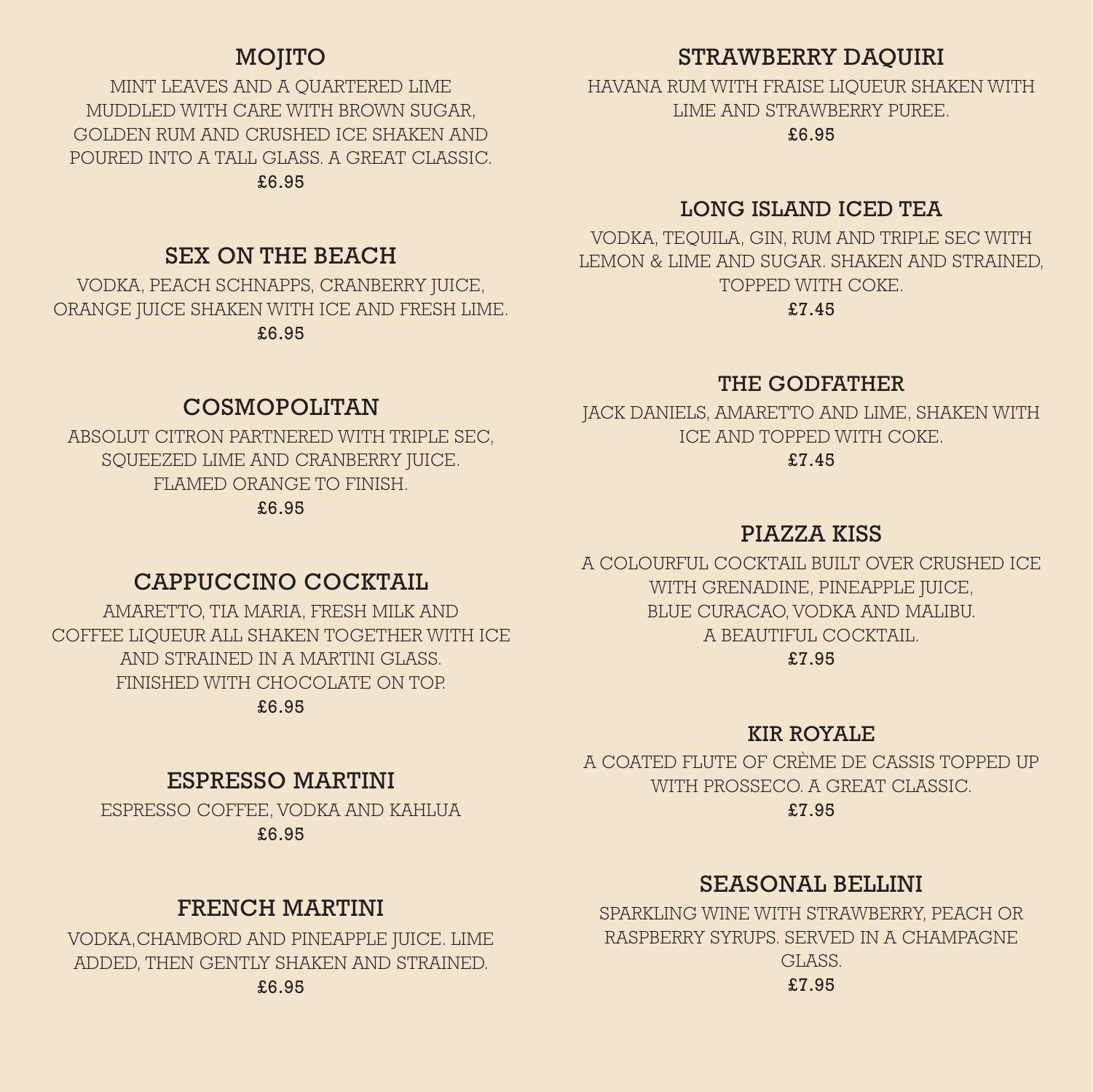## MOJITO

MINT LEAVES AND A QUARTERED LIME MUDDLED WITH CARE WITH BROWN SUGAR, GOLDEN RUM AND CRUSHED ICE SHAKEN AND POURED INTO A TALL GLASS. A GREAT CLASSIC.

£6.95

## SEX ON THE BEACH

VODKA, PEACH SCHNAPPS, CRANBERRY JUICE, ORANGE JUICE SHAKEN WITH ICE AND FRESH LIME.

£6.95

## COSMOPOLITAN

ABSOLUT CITRON PARTNERED WITH TRIPLE SEC, SQUEEZED LIME AND CRANBERRY JUICE. FLAMED ORANGE TO FINISH.

£6.95

## CAPPUCCINO COCKTAIL

AMARETTO, TIA MARIA, FRESH MILK AND COFFEE LIQUEUR ALL SHAKEN TOGETHER WITH ICE AND STRAINED IN A MARTINI GLASS. FINISHED WITH CHOCOLATE ON TOP.

£6.95

## ESPRESSO MARTINI

ESPRESSO COFFEE, VODKA AND KAHLUA

£6.95

## FRENCH MARTINI

VODKA, CHAMBORD AND PINEAPPLE JUICE. LIME ADDED, THEN GENTLY SHAKEN AND STRAINED.

£6.95

## STRAWBERRY DAQUIRI

HAVANA RUM WITH FRAISE LIQUEUR SHAKEN WITH LIME AND STRAWBERRY PUREE.

£6.95

## LONG ISLAND ICED TEA

VODKA, TEQUILA, GIN, RUM AND TRIPLE SEC WITH LEMON & LIME AND SUGAR. SHAKEN AND STRAINED, TOPPED WITH COKE.

£7.45

## THE GODFATHER

JACK DANIELS, AMARETTO AND LIME, SHAKEN WITH ICE AND TOPPED WITH COKE.

£7.45

## PIAZZA KISS

A COLOURFUL COCKTAIL BUILT OVER CRUSHED ICE WITH GRENADINE, PINEAPPLE JUICE, BLUE CURACAO, VODKA AND MALIBU. A BEAUTIFUL COCKTAIL.

£7.95

## KIR ROYALE

A COATED FLUTE OF CRÈME DE CASSIS TOPPED UP WITH PROSSECO. A GREAT CLASSIC.

£7.95

## SEASONAL BELLINI

SPARKLING WINE WITH STRAWBERRY, PEACH OR RASPBERRY SYRUPS. SERVED IN A CHAMPAGNE GLASS.

£7.95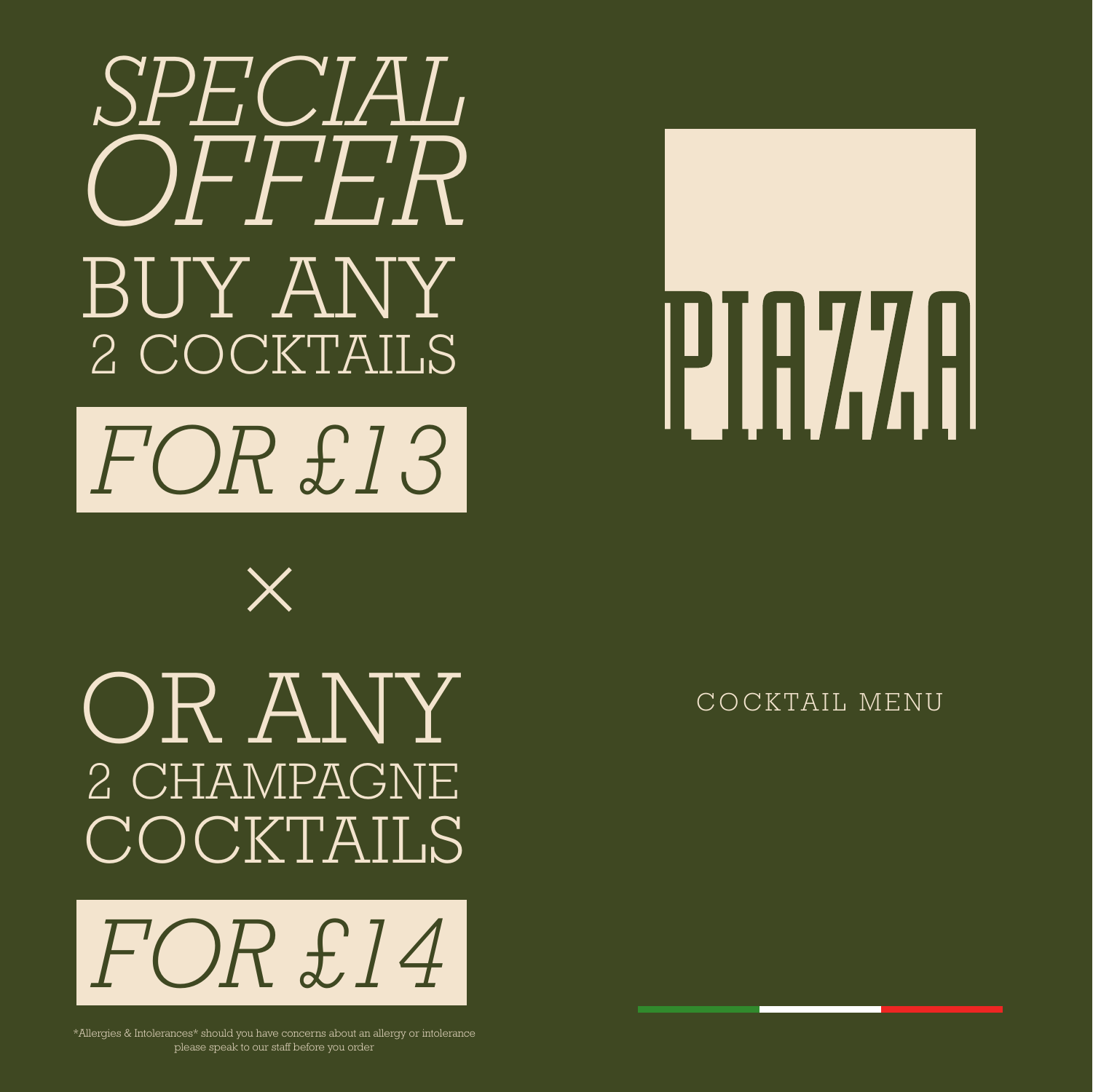# *SPECIAL OFFER*

## BUY ANY 2 COCKTAILS

## *FOR £13*

×

## OR ANY 2 CHAMPAGNE COCKTAILS

## *FOR £14*

*Allergies & Intolerances* should you have concerns about an allergy or intolerance please speak to our staff before you order

# PIAZZA

COCKTAIL MENU